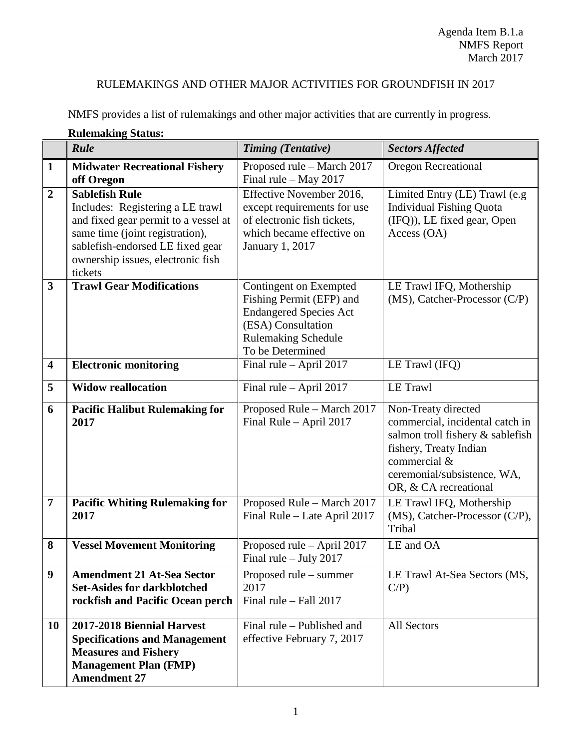Agenda Item B.1.a
NMFS Report
March 2017

# RULEMAKINGS AND OTHER MAJOR ACTIVITIES FOR GROUNDFISH IN 2017

NMFS provides a list of rulemakings and other major activities that are currently in progress.

**Rulemaking Status:**

| | *Rule* | *Timing (Tentative)* | *Sectors Affected* |
|---|---|---|---|
| **1** | **Midwater Recreational Fishery off Oregon** | Proposed rule – March 2017<br>Final rule – May 2017 | Oregon Recreational |
| **2** | **Sablefish Rule**<br>Includes: Registering a LE trawl and fixed gear permit to a vessel at same time (joint registration), sablefish-endorsed LE fixed gear ownership issues, electronic fish tickets | Effective November 2016, except requirements for use of electronic fish tickets, which became effective on January 1, 2017 | Limited Entry (LE) Trawl (e.g Individual Fishing Quota (IFQ)), LE fixed gear, Open Access (OA) |
| **3** | **Trawl Gear Modifications** | Contingent on Exempted Fishing Permit (EFP) and Endangered Species Act (ESA) Consultation<br>Rulemaking Schedule To be Determined | LE Trawl IFQ, Mothership (MS), Catcher-Processor (C/P) |
| **4** | **Electronic monitoring** | Final rule – April 2017 | LE Trawl (IFQ) |
| **5** | **Widow reallocation** | Final rule – April 2017 | LE Trawl |
| **6** | **Pacific Halibut Rulemaking for 2017** | Proposed Rule – March 2017<br>Final Rule – April 2017 | Non-Treaty directed commercial, incidental catch in salmon troll fishery & sablefish fishery, Treaty Indian commercial & ceremonial/subsistence, WA, OR, & CA recreational |
| **7** | **Pacific Whiting Rulemaking for 2017** | Proposed Rule – March 2017<br>Final Rule – Late April 2017 | LE Trawl IFQ, Mothership (MS), Catcher-Processor (C/P), Tribal |
| **8** | **Vessel Movement Monitoring** | Proposed rule – April 2017<br>Final rule – July 2017 | LE and OA |
| **9** | **Amendment 21 At-Sea Sector Set-Asides for darkblotched rockfish and Pacific Ocean perch** | Proposed rule – summer 2017<br>Final rule – Fall 2017 | LE Trawl At-Sea Sectors (MS, C/P) |
| **10** | **2017-2018 Biennial Harvest Specifications and Management Measures and Fishery Management Plan (FMP) Amendment 27** | Final rule – Published and effective February 7, 2017 | All Sectors |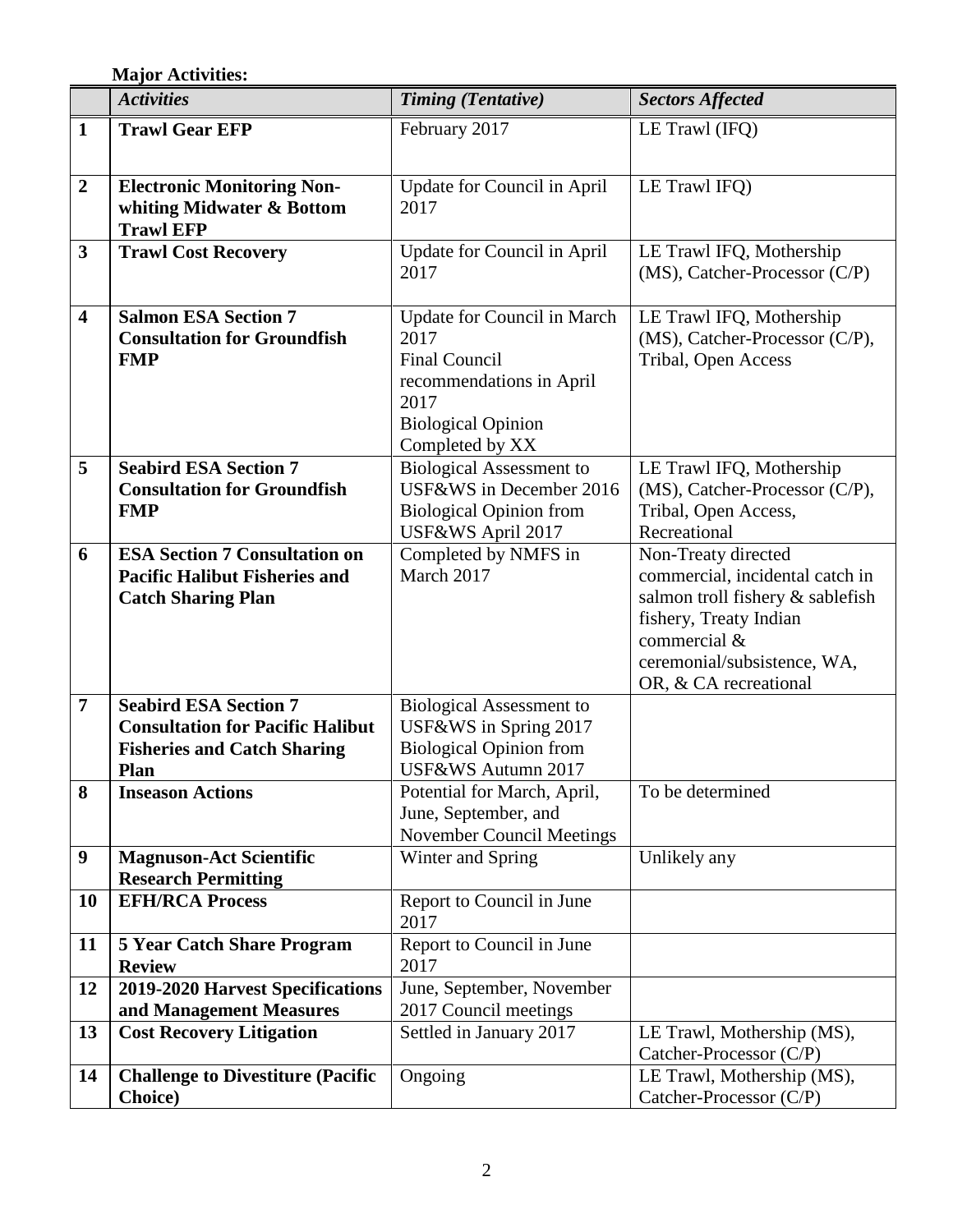**Major Activities:**

| | *Activities* | *Timing (Tentative)* | *Sectors Affected* |
|---|---|---|---|
| **1** | **Trawl Gear EFP** | February 2017 | LE Trawl (IFQ) |
| **2** | **Electronic Monitoring Non-whiting Midwater & Bottom Trawl EFP** | Update for Council in April 2017 | LE Trawl IFQ) |
| **3** | **Trawl Cost Recovery** | Update for Council in April 2017 | LE Trawl IFQ, Mothership (MS), Catcher-Processor (C/P) |
| **4** | **Salmon ESA Section 7 Consultation for Groundfish FMP** | Update for Council in March 2017<br>Final Council recommendations in April 2017<br>Biological Opinion Completed by XX | LE Trawl IFQ, Mothership (MS), Catcher-Processor (C/P), Tribal, Open Access |
| **5** | **Seabird ESA Section 7 Consultation for Groundfish FMP** | Biological Assessment to USF&WS in December 2016<br>Biological Opinion from USF&WS April 2017 | LE Trawl IFQ, Mothership (MS), Catcher-Processor (C/P), Tribal, Open Access, Recreational |
| **6** | **ESA Section 7 Consultation on Pacific Halibut Fisheries and Catch Sharing Plan** | Completed by NMFS in March 2017 | Non-Treaty directed commercial, incidental catch in salmon troll fishery & sablefish fishery, Treaty Indian commercial & ceremonial/subsistence, WA, OR, & CA recreational |
| **7** | **Seabird ESA Section 7 Consultation for Pacific Halibut Fisheries and Catch Sharing Plan** | Biological Assessment to USF&WS in Spring 2017<br>Biological Opinion from USF&WS Autumn 2017 | |
| **8** | **Inseason Actions** | Potential for March, April, June, September, and November Council Meetings | To be determined |
| **9** | **Magnuson-Act Scientific Research Permitting** | Winter and Spring | Unlikely any |
| **10** | **EFH/RCA Process** | Report to Council in June 2017 | |
| **11** | **5 Year Catch Share Program Review** | Report to Council in June 2017 | |
| **12** | **2019-2020 Harvest Specifications and Management Measures** | June, September, November 2017 Council meetings | |
| **13** | **Cost Recovery Litigation** | Settled in January 2017 | LE Trawl, Mothership (MS), Catcher-Processor (C/P) |
| **14** | **Challenge to Divestiture (Pacific Choice)** | Ongoing | LE Trawl, Mothership (MS), Catcher-Processor (C/P) |